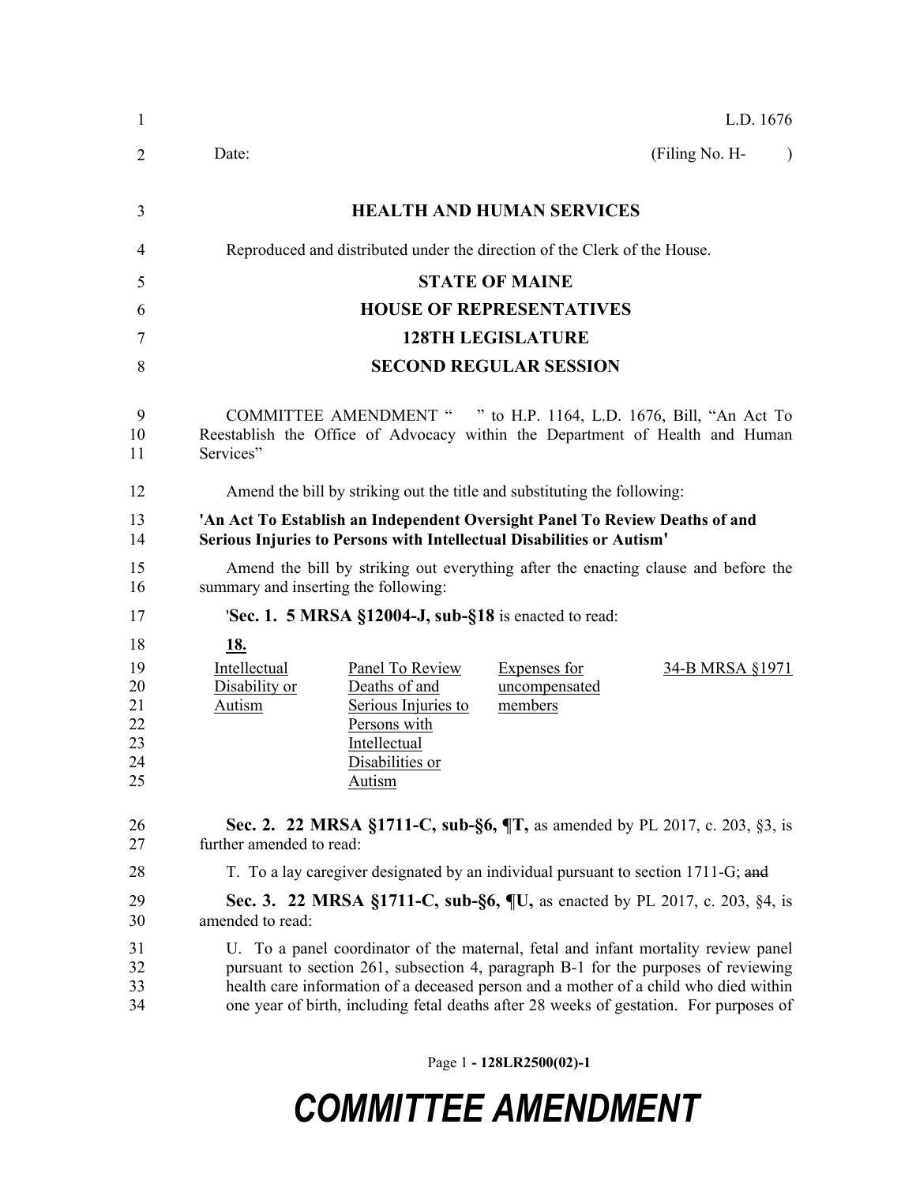L.D. 1676

Date: (Filing No. H- )

**HEALTH AND HUMAN SERVICES**

Reproduced and distributed under the direction of the Clerk of the House.

**STATE OF MAINE**

**HOUSE OF REPRESENTATIVES**

**128TH LEGISLATURE**

**SECOND REGULAR SESSION**

COMMITTEE AMENDMENT " " to H.P. 1164, L.D. 1676, Bill, "An Act To Reestablish the Office of Advocacy within the Department of Health and Human Services"

Amend the bill by striking out the title and substituting the following:

**'An Act To Establish an Independent Oversight Panel To Review Deaths of and Serious Injuries to Persons with Intellectual Disabilities or Autism'**

Amend the bill by striking out everything after the enacting clause and before the summary and inserting the following:

'**Sec. 1. 5 MRSA §12004-J, sub-§18** is enacted to read:

**18.**

| Intellectual Disability or Autism | Panel To Review Deaths of and Serious Injuries to Persons with Intellectual Disabilities or Autism | Expenses for uncompensated members | 34-B MRSA §1971 |
|---|---|---|---|

**Sec. 2. 22 MRSA §1711-C, sub-§6, ¶T,** as amended by PL 2017, c. 203, §3, is further amended to read:

T. To a lay caregiver designated by an individual pursuant to section 1711-G; ~~and~~

**Sec. 3. 22 MRSA §1711-C, sub-§6, ¶U,** as enacted by PL 2017, c. 203, §4, is amended to read:

U. To a panel coordinator of the maternal, fetal and infant mortality review panel pursuant to section 261, subsection 4, paragraph B-1 for the purposes of reviewing health care information of a deceased person and a mother of a child who died within one year of birth, including fetal deaths after 28 weeks of gestation. For purposes of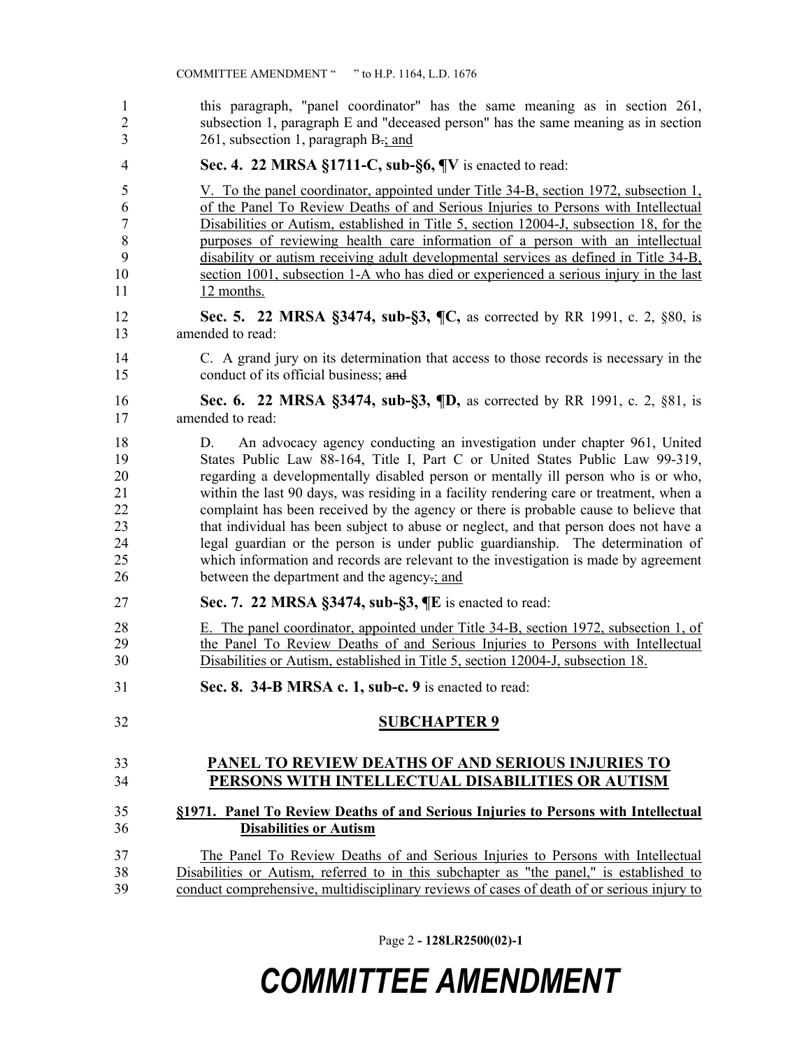this paragraph, "panel coordinator" has the same meaning as in section 261, subsection 1, paragraph E and "deceased person" has the same meaning as in section 261, subsection 1, paragraph B.; and

**Sec. 4. 22 MRSA §1711-C, sub-§6, ¶V** is enacted to read:

V. To the panel coordinator, appointed under Title 34-B, section 1972, subsection 1, of the Panel To Review Deaths of and Serious Injuries to Persons with Intellectual Disabilities or Autism, established in Title 5, section 12004-J, subsection 18, for the purposes of reviewing health care information of a person with an intellectual disability or autism receiving adult developmental services as defined in Title 34-B, section 1001, subsection 1-A who has died or experienced a serious injury in the last 12 months.

**Sec. 5. 22 MRSA §3474, sub-§3, ¶C,** as corrected by RR 1991, c. 2, §80, is amended to read:

C. A grand jury on its determination that access to those records is necessary in the conduct of its official business; ~~and~~

**Sec. 6. 22 MRSA §3474, sub-§3, ¶D,** as corrected by RR 1991, c. 2, §81, is amended to read:

D. An advocacy agency conducting an investigation under chapter 961, United States Public Law 88-164, Title I, Part C or United States Public Law 99-319, regarding a developmentally disabled person or mentally ill person who is or who, within the last 90 days, was residing in a facility rendering care or treatment, when a complaint has been received by the agency or there is probable cause to believe that that individual has been subject to abuse or neglect, and that person does not have a legal guardian or the person is under public guardianship. The determination of which information and records are relevant to the investigation is made by agreement between the department and the agency.; and

**Sec. 7. 22 MRSA §3474, sub-§3, ¶E** is enacted to read:

E. The panel coordinator, appointed under Title 34-B, section 1972, subsection 1, of the Panel To Review Deaths of and Serious Injuries to Persons with Intellectual Disabilities or Autism, established in Title 5, section 12004-J, subsection 18.

**Sec. 8. 34-B MRSA c. 1, sub-c. 9** is enacted to read:

## SUBCHAPTER 9

## PANEL TO REVIEW DEATHS OF AND SERIOUS INJURIES TO PERSONS WITH INTELLECTUAL DISABILITIES OR AUTISM

### §1971. Panel To Review Deaths of and Serious Injuries to Persons with Intellectual Disabilities or Autism

The Panel To Review Deaths of and Serious Injuries to Persons with Intellectual Disabilities or Autism, referred to in this subchapter as "the panel," is established to conduct comprehensive, multidisciplinary reviews of cases of death of or serious injury to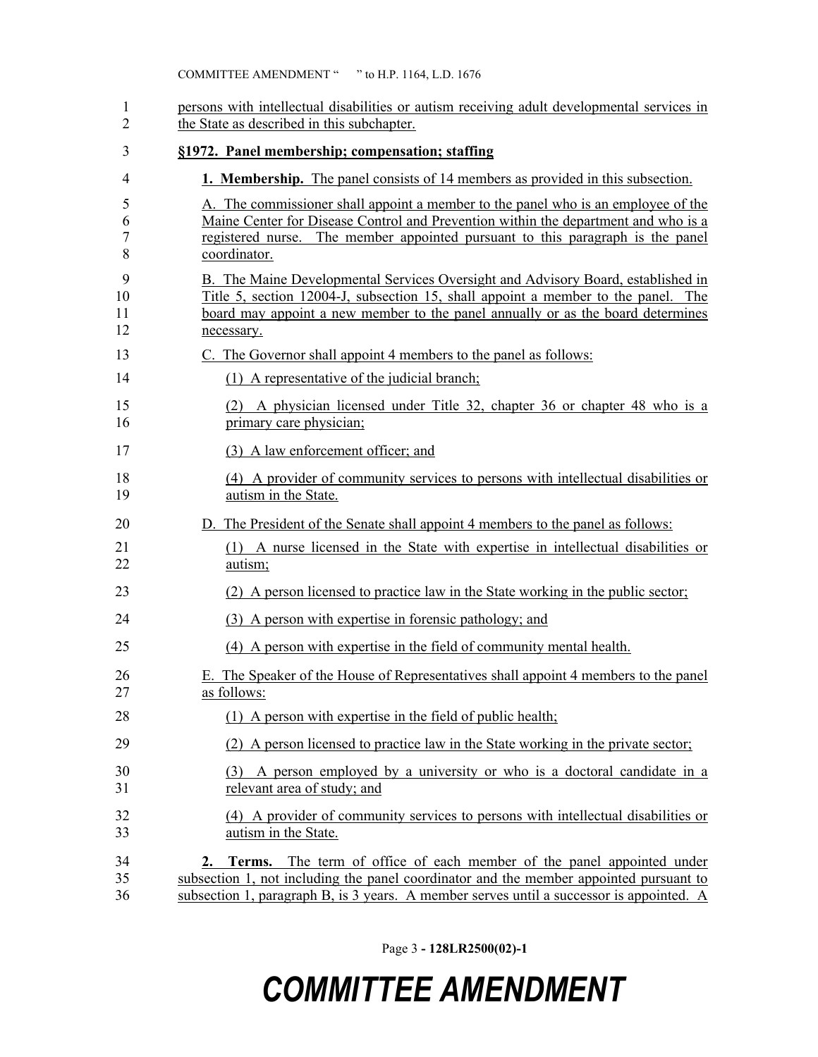persons with intellectual disabilities or autism receiving adult developmental services in the State as described in this subchapter.

**§1972. Panel membership; compensation; staffing**

**1. Membership.** The panel consists of 14 members as provided in this subsection.

A. The commissioner shall appoint a member to the panel who is an employee of the Maine Center for Disease Control and Prevention within the department and who is a registered nurse. The member appointed pursuant to this paragraph is the panel coordinator.

B. The Maine Developmental Services Oversight and Advisory Board, established in Title 5, section 12004-J, subsection 15, shall appoint a member to the panel. The board may appoint a new member to the panel annually or as the board determines necessary.

C. The Governor shall appoint 4 members to the panel as follows:

(1) A representative of the judicial branch;

(2) A physician licensed under Title 32, chapter 36 or chapter 48 who is a primary care physician;

(3) A law enforcement officer; and

(4) A provider of community services to persons with intellectual disabilities or autism in the State.

D. The President of the Senate shall appoint 4 members to the panel as follows:

(1) A nurse licensed in the State with expertise in intellectual disabilities or autism;

(2) A person licensed to practice law in the State working in the public sector;

(3) A person with expertise in forensic pathology; and

(4) A person with expertise in the field of community mental health.

E. The Speaker of the House of Representatives shall appoint 4 members to the panel as follows:

(1) A person with expertise in the field of public health;

(2) A person licensed to practice law in the State working in the private sector;

(3) A person employed by a university or who is a doctoral candidate in a relevant area of study; and

(4) A provider of community services to persons with intellectual disabilities or autism in the State.

**2. Terms.** The term of office of each member of the panel appointed under subsection 1, not including the panel coordinator and the member appointed pursuant to subsection 1, paragraph B, is 3 years. A member serves until a successor is appointed. A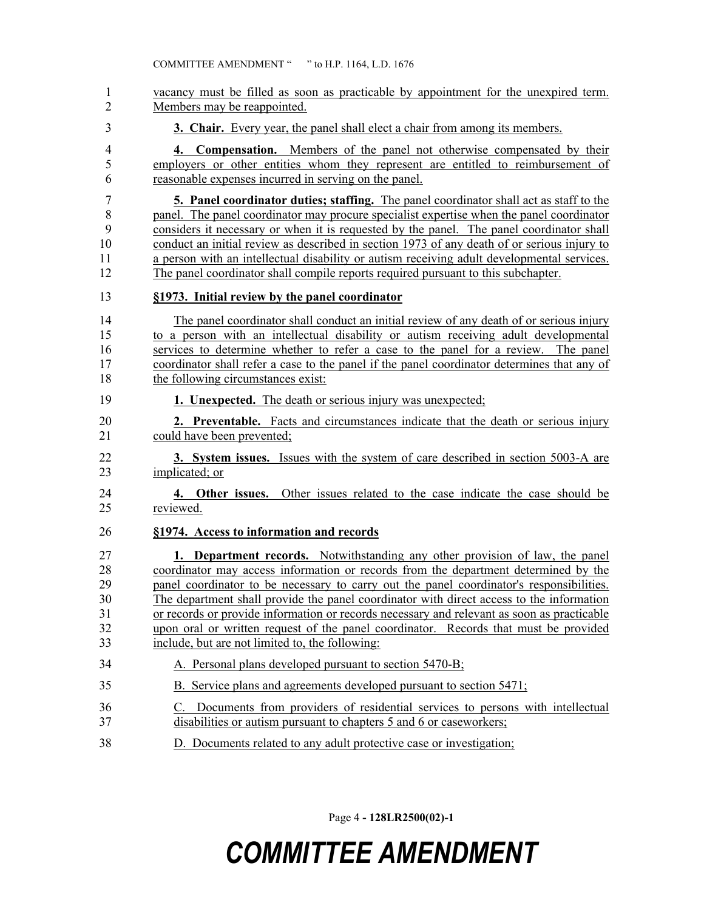vacancy must be filled as soon as practicable by appointment for the unexpired term. Members may be reappointed.

**3. Chair.** Every year, the panel shall elect a chair from among its members.

**4. Compensation.** Members of the panel not otherwise compensated by their employers or other entities whom they represent are entitled to reimbursement of reasonable expenses incurred in serving on the panel.

**5. Panel coordinator duties; staffing.** The panel coordinator shall act as staff to the panel. The panel coordinator may procure specialist expertise when the panel coordinator considers it necessary or when it is requested by the panel. The panel coordinator shall conduct an initial review as described in section 1973 of any death of or serious injury to a person with an intellectual disability or autism receiving adult developmental services. The panel coordinator shall compile reports required pursuant to this subchapter.

**§1973. Initial review by the panel coordinator**

The panel coordinator shall conduct an initial review of any death of or serious injury to a person with an intellectual disability or autism receiving adult developmental services to determine whether to refer a case to the panel for a review. The panel coordinator shall refer a case to the panel if the panel coordinator determines that any of the following circumstances exist:

**1. Unexpected.** The death or serious injury was unexpected;

**2. Preventable.** Facts and circumstances indicate that the death or serious injury could have been prevented;

**3. System issues.** Issues with the system of care described in section 5003-A are implicated; or

**4. Other issues.** Other issues related to the case indicate the case should be reviewed.

**§1974. Access to information and records**

**1. Department records.** Notwithstanding any other provision of law, the panel coordinator may access information or records from the department determined by the panel coordinator to be necessary to carry out the panel coordinator's responsibilities. The department shall provide the panel coordinator with direct access to the information or records or provide information or records necessary and relevant as soon as practicable upon oral or written request of the panel coordinator. Records that must be provided include, but are not limited to, the following:

A. Personal plans developed pursuant to section 5470-B;

B. Service plans and agreements developed pursuant to section 5471;

C. Documents from providers of residential services to persons with intellectual disabilities or autism pursuant to chapters 5 and 6 or caseworkers;

D. Documents related to any adult protective case or investigation;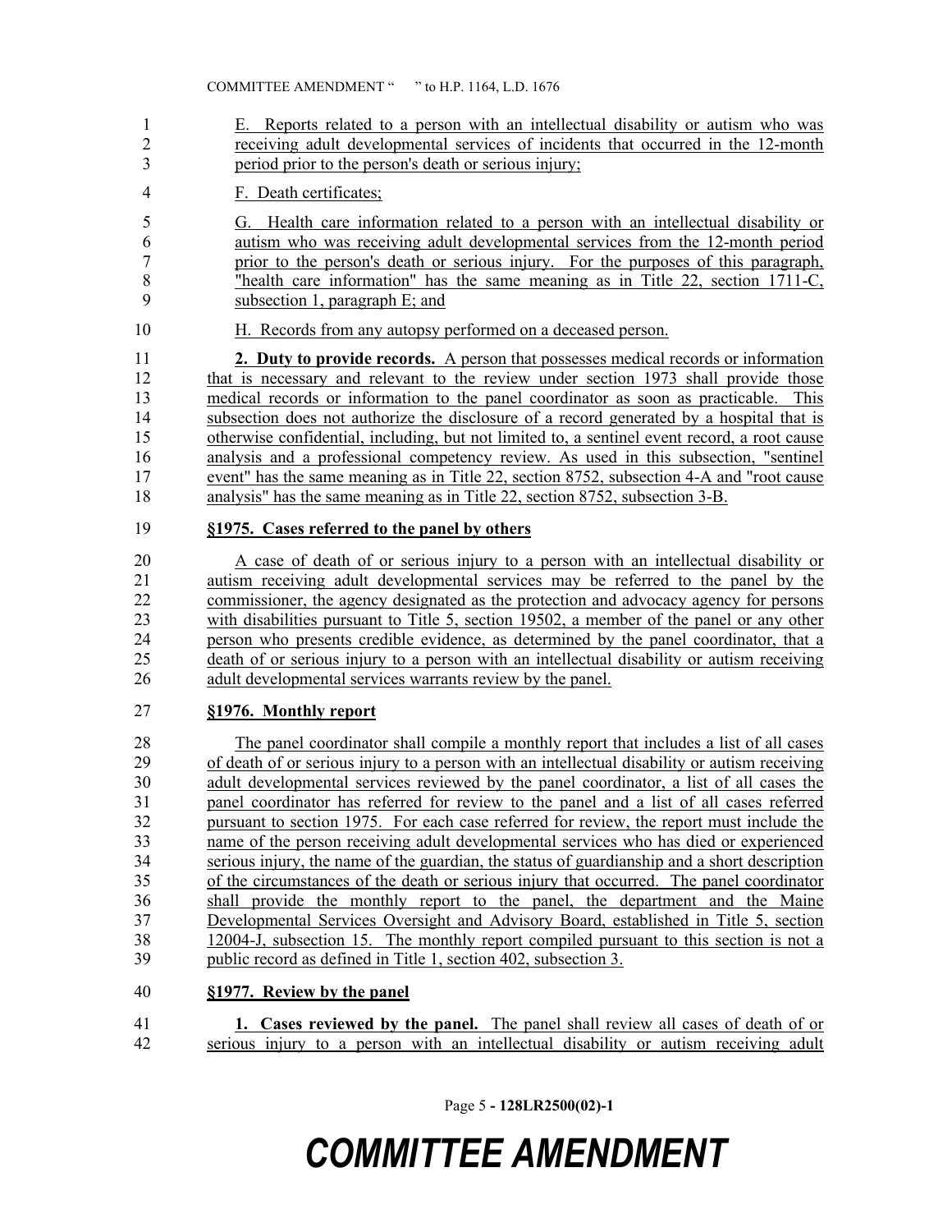E. Reports related to a person with an intellectual disability or autism who was receiving adult developmental services of incidents that occurred in the 12-month period prior to the person's death or serious injury;

F. Death certificates;

G. Health care information related to a person with an intellectual disability or autism who was receiving adult developmental services from the 12-month period prior to the person's death or serious injury. For the purposes of this paragraph, "health care information" has the same meaning as in Title 22, section 1711-C, subsection 1, paragraph E; and

H. Records from any autopsy performed on a deceased person.

**2. Duty to provide records.** A person that possesses medical records or information that is necessary and relevant to the review under section 1973 shall provide those medical records or information to the panel coordinator as soon as practicable. This subsection does not authorize the disclosure of a record generated by a hospital that is otherwise confidential, including, but not limited to, a sentinel event record, a root cause analysis and a professional competency review. As used in this subsection, "sentinel event" has the same meaning as in Title 22, section 8752, subsection 4-A and "root cause analysis" has the same meaning as in Title 22, section 8752, subsection 3-B.

**§1975. Cases referred to the panel by others**

A case of death of or serious injury to a person with an intellectual disability or autism receiving adult developmental services may be referred to the panel by the commissioner, the agency designated as the protection and advocacy agency for persons with disabilities pursuant to Title 5, section 19502, a member of the panel or any other person who presents credible evidence, as determined by the panel coordinator, that a death of or serious injury to a person with an intellectual disability or autism receiving adult developmental services warrants review by the panel.

**§1976. Monthly report**

The panel coordinator shall compile a monthly report that includes a list of all cases of death of or serious injury to a person with an intellectual disability or autism receiving adult developmental services reviewed by the panel coordinator, a list of all cases the panel coordinator has referred for review to the panel and a list of all cases referred pursuant to section 1975. For each case referred for review, the report must include the name of the person receiving adult developmental services who has died or experienced serious injury, the name of the guardian, the status of guardianship and a short description of the circumstances of the death or serious injury that occurred. The panel coordinator shall provide the monthly report to the panel, the department and the Maine Developmental Services Oversight and Advisory Board, established in Title 5, section 12004-J, subsection 15. The monthly report compiled pursuant to this section is not a public record as defined in Title 1, section 402, subsection 3.

**§1977. Review by the panel**

**1. Cases reviewed by the panel.** The panel shall review all cases of death of or serious injury to a person with an intellectual disability or autism receiving adult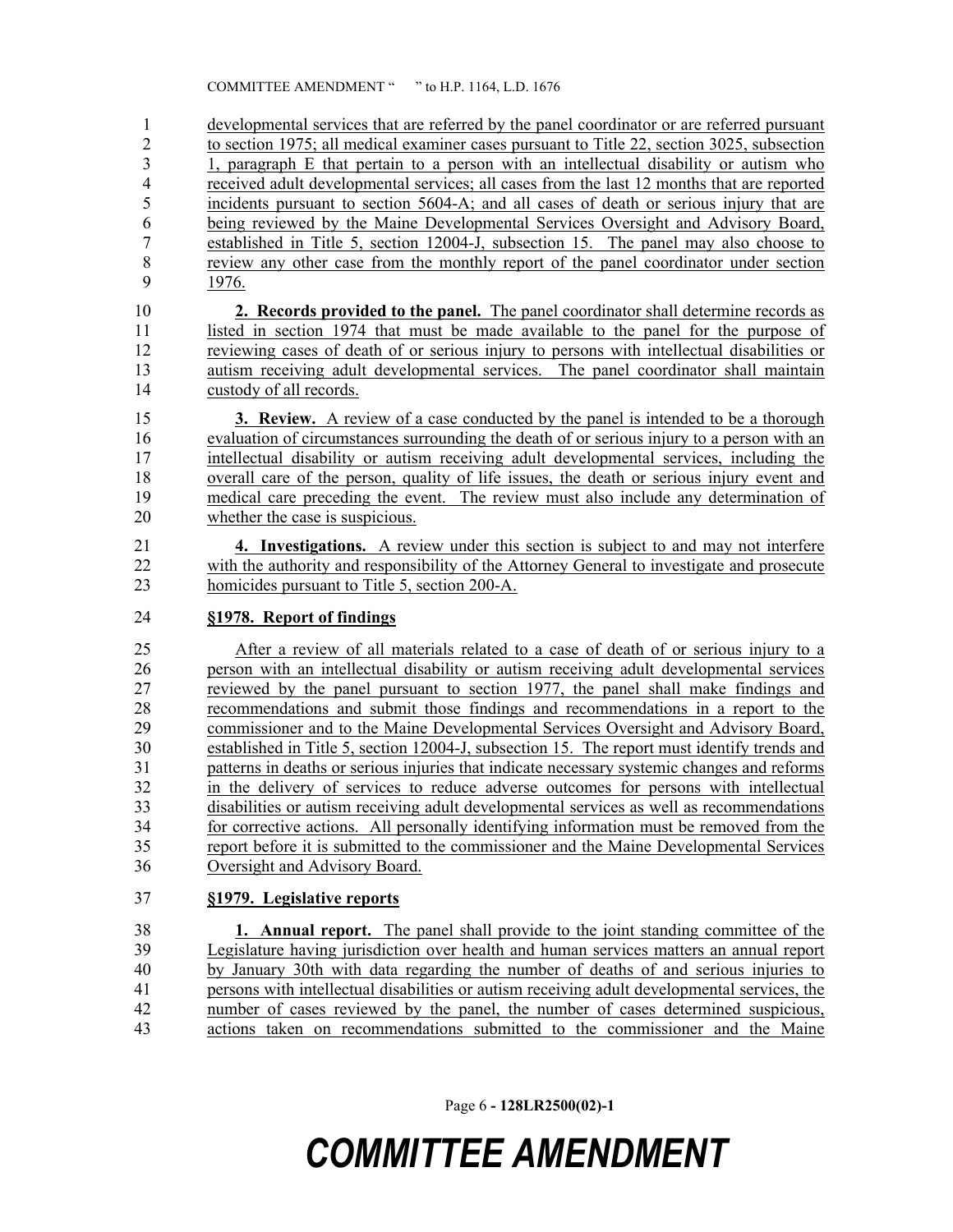developmental services that are referred by the panel coordinator or are referred pursuant to section 1975; all medical examiner cases pursuant to Title 22, section 3025, subsection 1, paragraph E that pertain to a person with an intellectual disability or autism who received adult developmental services; all cases from the last 12 months that are reported incidents pursuant to section 5604-A; and all cases of death or serious injury that are being reviewed by the Maine Developmental Services Oversight and Advisory Board, established in Title 5, section 12004-J, subsection 15. The panel may also choose to review any other case from the monthly report of the panel coordinator under section 1976.

**2. Records provided to the panel.** The panel coordinator shall determine records as listed in section 1974 that must be made available to the panel for the purpose of reviewing cases of death of or serious injury to persons with intellectual disabilities or autism receiving adult developmental services. The panel coordinator shall maintain custody of all records.

**3. Review.** A review of a case conducted by the panel is intended to be a thorough evaluation of circumstances surrounding the death of or serious injury to a person with an intellectual disability or autism receiving adult developmental services, including the overall care of the person, quality of life issues, the death or serious injury event and medical care preceding the event. The review must also include any determination of whether the case is suspicious.

**4. Investigations.** A review under this section is subject to and may not interfere with the authority and responsibility of the Attorney General to investigate and prosecute homicides pursuant to Title 5, section 200-A.

**§1978. Report of findings**

After a review of all materials related to a case of death of or serious injury to a person with an intellectual disability or autism receiving adult developmental services reviewed by the panel pursuant to section 1977, the panel shall make findings and recommendations and submit those findings and recommendations in a report to the commissioner and to the Maine Developmental Services Oversight and Advisory Board, established in Title 5, section 12004-J, subsection 15. The report must identify trends and patterns in deaths or serious injuries that indicate necessary systemic changes and reforms in the delivery of services to reduce adverse outcomes for persons with intellectual disabilities or autism receiving adult developmental services as well as recommendations for corrective actions. All personally identifying information must be removed from the report before it is submitted to the commissioner and the Maine Developmental Services Oversight and Advisory Board.

**§1979. Legislative reports**

**1. Annual report.** The panel shall provide to the joint standing committee of the Legislature having jurisdiction over health and human services matters an annual report by January 30th with data regarding the number of deaths of and serious injuries to persons with intellectual disabilities or autism receiving adult developmental services, the number of cases reviewed by the panel, the number of cases determined suspicious, actions taken on recommendations submitted to the commissioner and the Maine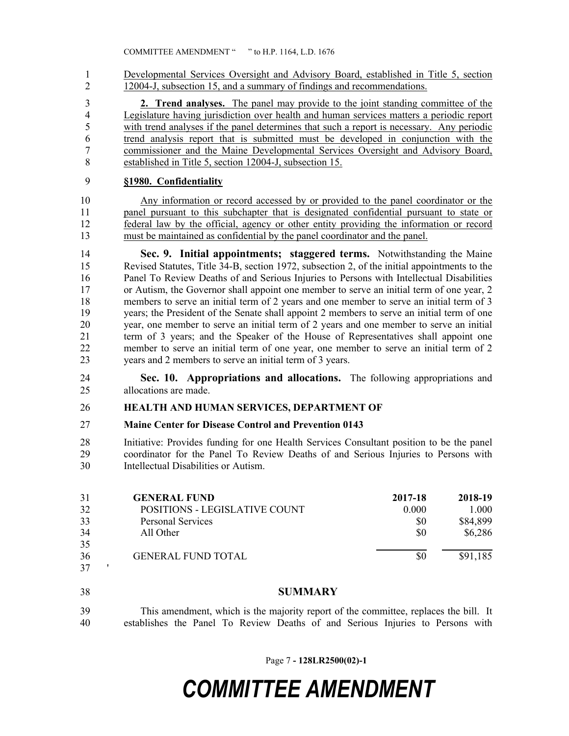Developmental Services Oversight and Advisory Board, established in Title 5, section 12004-J, subsection 15, and a summary of findings and recommendations.

**2. Trend analyses.** The panel may provide to the joint standing committee of the Legislature having jurisdiction over health and human services matters a periodic report with trend analyses if the panel determines that such a report is necessary. Any periodic trend analysis report that is submitted must be developed in conjunction with the commissioner and the Maine Developmental Services Oversight and Advisory Board, established in Title 5, section 12004-J, subsection 15.

**§1980. Confidentiality**

Any information or record accessed by or provided to the panel coordinator or the panel pursuant to this subchapter that is designated confidential pursuant to state or federal law by the official, agency or other entity providing the information or record must be maintained as confidential by the panel coordinator and the panel.

**Sec. 9. Initial appointments; staggered terms.** Notwithstanding the Maine Revised Statutes, Title 34-B, section 1972, subsection 2, of the initial appointments to the Panel To Review Deaths of and Serious Injuries to Persons with Intellectual Disabilities or Autism, the Governor shall appoint one member to serve an initial term of one year, 2 members to serve an initial term of 2 years and one member to serve an initial term of 3 years; the President of the Senate shall appoint 2 members to serve an initial term of one year, one member to serve an initial term of 2 years and one member to serve an initial term of 3 years; and the Speaker of the House of Representatives shall appoint one member to serve an initial term of one year, one member to serve an initial term of 2 years and 2 members to serve an initial term of 3 years.

**Sec. 10. Appropriations and allocations.** The following appropriations and allocations are made.

**HEALTH AND HUMAN SERVICES, DEPARTMENT OF**

**Maine Center for Disease Control and Prevention 0143**

Initiative: Provides funding for one Health Services Consultant position to be the panel coordinator for the Panel To Review Deaths of and Serious Injuries to Persons with Intellectual Disabilities or Autism.

| GENERAL FUND | 2017-18 | 2018-19 |
|---|---|---|
| POSITIONS - LEGISLATIVE COUNT | 0.000 | 1.000 |
| Personal Services | $0 | $84,899 |
| All Other | $0 | $6,286 |
| GENERAL FUND TOTAL | $0 | $91,185 |

'

**SUMMARY**

This amendment, which is the majority report of the committee, replaces the bill. It establishes the Panel To Review Deaths of and Serious Injuries to Persons with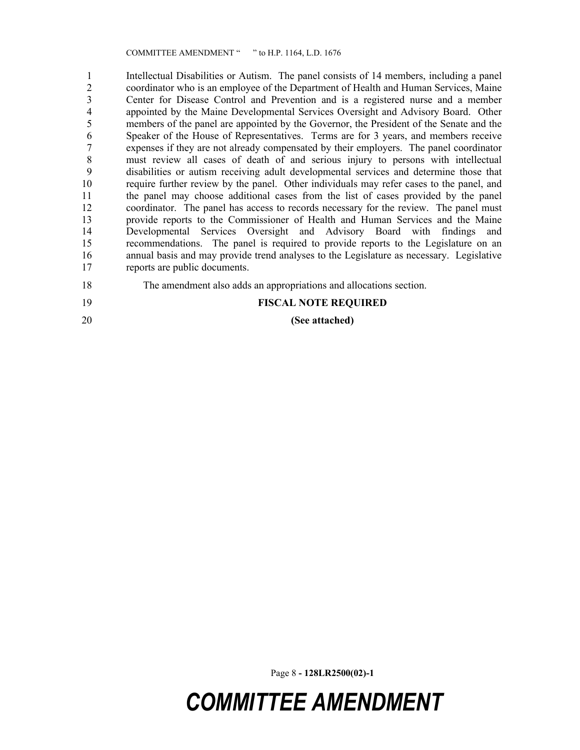Intellectual Disabilities or Autism. The panel consists of 14 members, including a panel coordinator who is an employee of the Department of Health and Human Services, Maine Center for Disease Control and Prevention and is a registered nurse and a member appointed by the Maine Developmental Services Oversight and Advisory Board. Other members of the panel are appointed by the Governor, the President of the Senate and the Speaker of the House of Representatives. Terms are for 3 years, and members receive expenses if they are not already compensated by their employers. The panel coordinator must review all cases of death of and serious injury to persons with intellectual disabilities or autism receiving adult developmental services and determine those that require further review by the panel. Other individuals may refer cases to the panel, and the panel may choose additional cases from the list of cases provided by the panel coordinator. The panel has access to records necessary for the review. The panel must provide reports to the Commissioner of Health and Human Services and the Maine Developmental Services Oversight and Advisory Board with findings and recommendations. The panel is required to provide reports to the Legislature on an annual basis and may provide trend analyses to the Legislature as necessary. Legislative reports are public documents.

The amendment also adds an appropriations and allocations section.

**FISCAL NOTE REQUIRED**

**(See attached)**